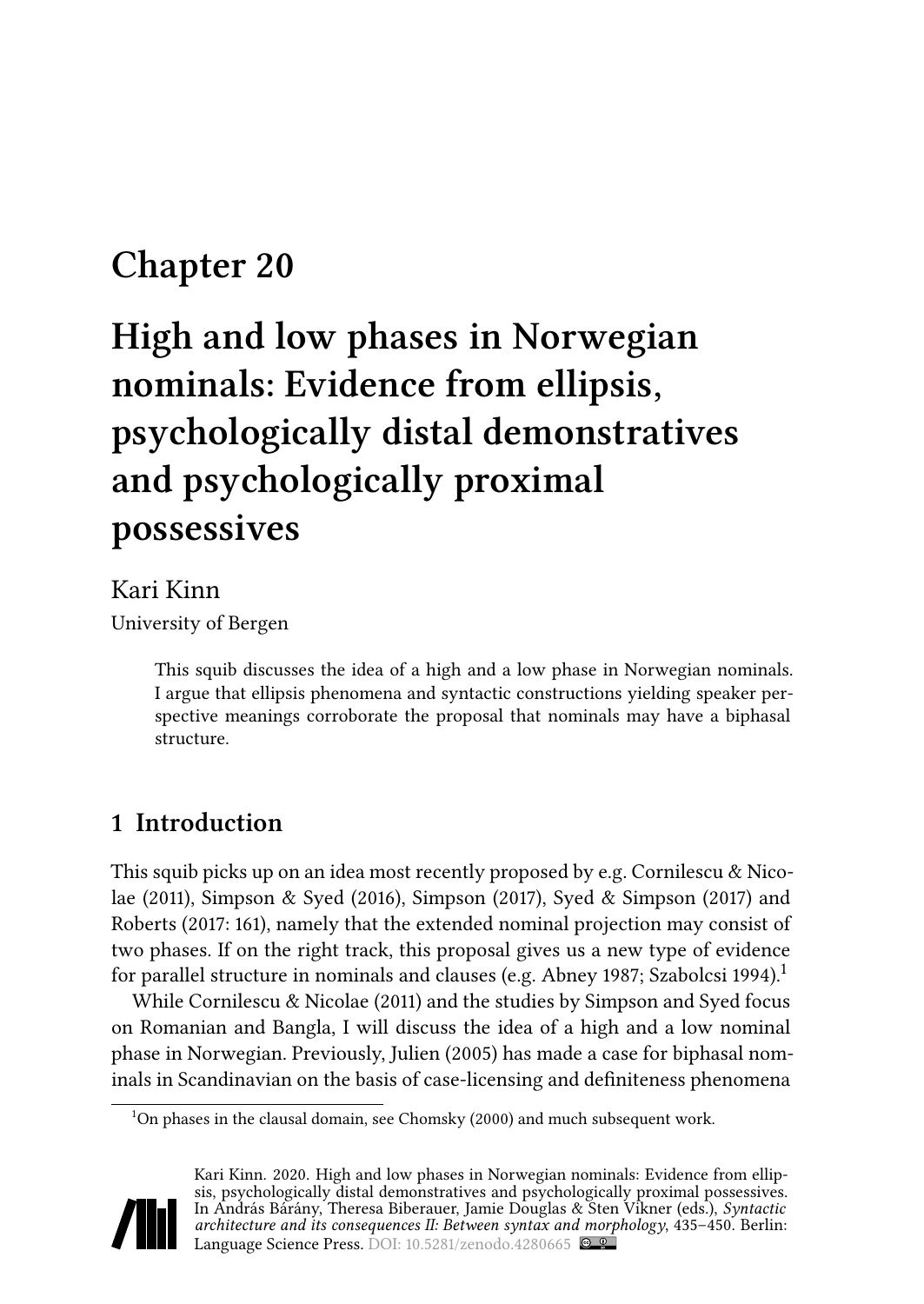# Chapter 20

# High and low phases in Norwegian nominals: Evidence from ellipsis, psychologically distal demonstratives and psychologically proximal possessives

Kari Kinn

University of Bergen

> This squib discusses the idea of a high and a low phase in Norwegian nominals. I argue that ellipsis phenomena and syntactic constructions yielding speaker perspective meanings corroborate the proposal that nominals may have a biphasal structure.

## 1 Introduction

This squib picks up on an idea most recently proposed by e.g. Cornilescu & Nicolae (2011), Simpson & Syed (2016), Simpson (2017), Syed & Simpson (2017) and Roberts (2017: 161), namely that the extended nominal projection may consist of two phases. If on the right track, this proposal gives us a new type of evidence for parallel structure in nominals and clauses (e.g. Abney 1987; Szabolcsi 1994).[1]

While Cornilescu & Nicolae (2011) and the studies by Simpson and Syed focus on Romanian and Bangla, I will discuss the idea of a high and a low nominal phase in Norwegian. Previously, Julien (2005) has made a case for biphasal nominals in Scandinavian on the basis of case-licensing and definiteness phenomena

[1] On phases in the clausal domain, see Chomsky (2000) and much subsequent work.

Kari Kinn. 2020. High and low phases in Norwegian nominals: Evidence from ellipsis, psychologically distal demonstratives and psychologically proximal possessives. In András Bárány, Theresa Biberauer, Jamie Douglas & Sten Vikner (eds.), *Syntactic architecture and its consequences II: Between syntax and morphology*, 435–450. Berlin: Language Science Press. DOI: 10.5281/zenodo.4280665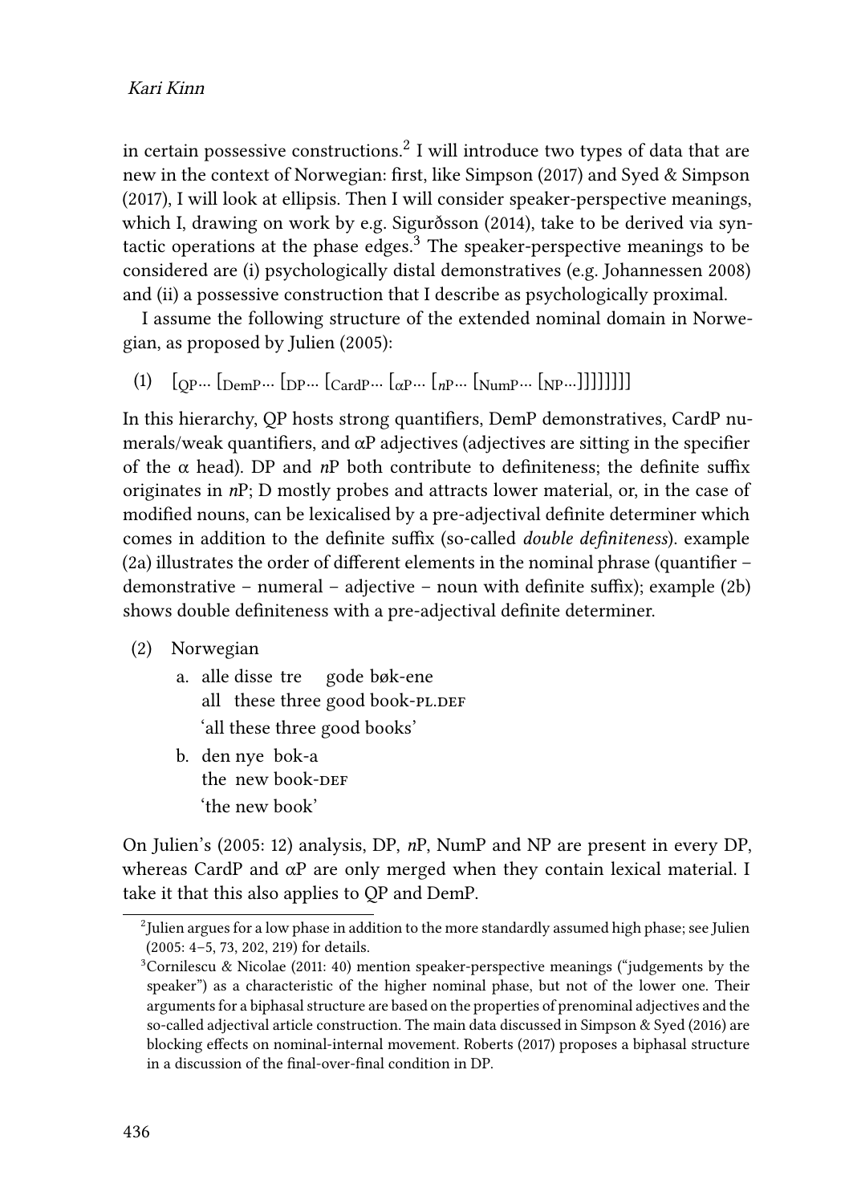in certain possessive constructions.[2] I will introduce two types of data that are new in the context of Norwegian: first, like Simpson (2017) and Syed & Simpson (2017), I will look at ellipsis. Then I will consider speaker-perspective meanings, which I, drawing on work by e.g. Sigurðsson (2014), take to be derived via syntactic operations at the phase edges.[3] The speaker-perspective meanings to be considered are (i) psychologically distal demonstratives (e.g. Johannessen 2008) and (ii) a possessive construction that I describe as psychologically proximal.

I assume the following structure of the extended nominal domain in Norwegian, as proposed by Julien (2005):

(1) [$_{\text{QP}}$… [$_{\text{DemP}}$… [$_{\text{DP}}$… [$_{\text{CardP}}$… [$_{\alpha\text{P}}$… [$_{n\text{P}}$… [$_{\text{NumP}}$… [$_{\text{NP}}$…]]]]]]]]

In this hierarchy, QP hosts strong quantifiers, DemP demonstratives, CardP numerals/weak quantifiers, and αP adjectives (adjectives are sitting in the specifier of the α head). DP and *n*P both contribute to definiteness; the definite suffix originates in *n*P; D mostly probes and attracts lower material, or, in the case of modified nouns, can be lexicalised by a pre-adjectival definite determiner which comes in addition to the definite suffix (so-called *double definiteness*). example (2a) illustrates the order of different elements in the nominal phrase (quantifier – demonstrative – numeral – adjective – noun with definite suffix); example (2b) shows double definiteness with a pre-adjectival definite determiner.

(2) Norwegian

a. alle disse tre gode bøk-ene
   all these three good book-PL.DEF
   'all these three good books'

b. den nye bok-a
   the new book-DEF
   'the new book'

On Julien's (2005: 12) analysis, DP, *n*P, NumP and NP are present in every DP, whereas CardP and αP are only merged when they contain lexical material. I take it that this also applies to QP and DemP.

[2] Julien argues for a low phase in addition to the more standardly assumed high phase; see Julien (2005: 4–5, 73, 202, 219) for details.

[3] Cornilescu & Nicolae (2011: 40) mention speaker-perspective meanings ("judgements by the speaker") as a characteristic of the higher nominal phase, but not of the lower one. Their arguments for a biphasal structure are based on the properties of prenominal adjectives and the so-called adjectival article construction. The main data discussed in Simpson & Syed (2016) are blocking effects on nominal-internal movement. Roberts (2017) proposes a biphasal structure in a discussion of the final-over-final condition in DP.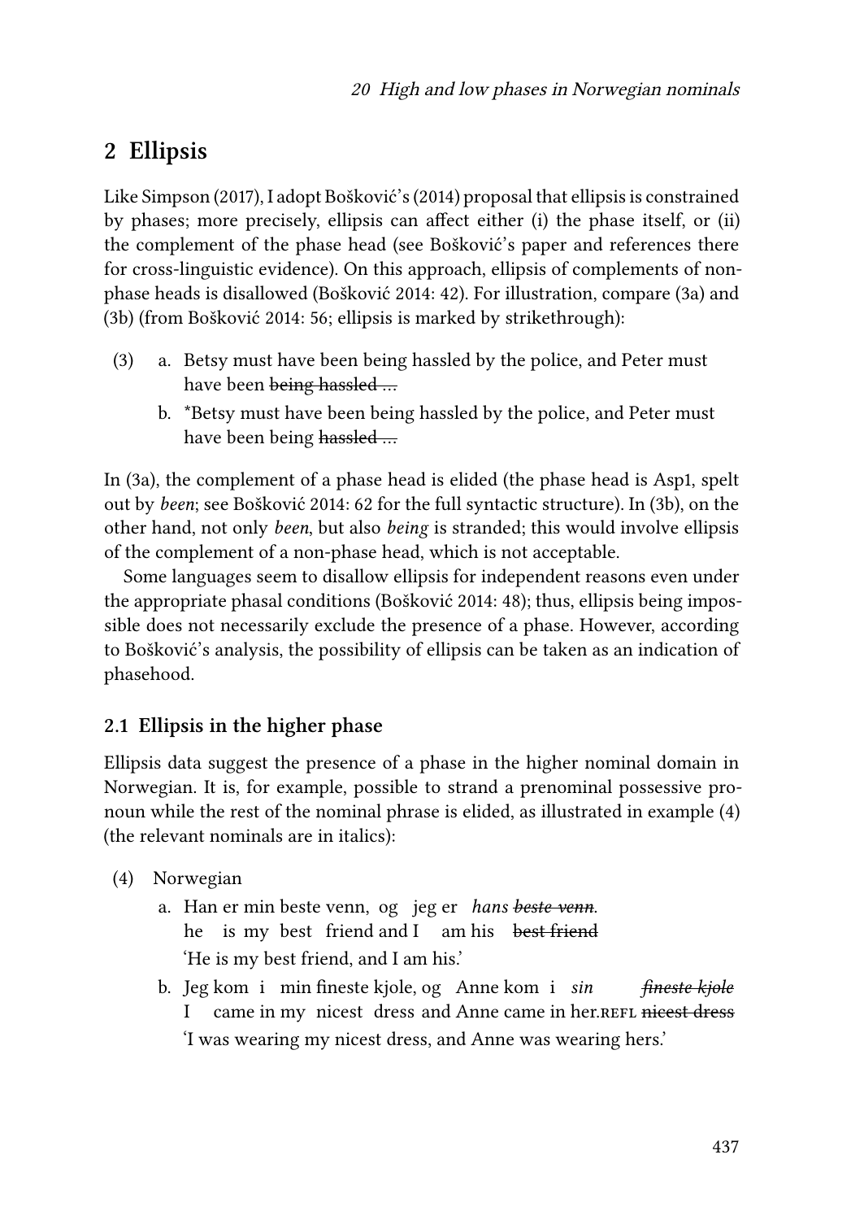## 2 Ellipsis

Like Simpson (2017), I adopt Bošković's (2014) proposal that ellipsis is constrained by phases; more precisely, ellipsis can affect either (i) the phase itself, or (ii) the complement of the phase head (see Bošković's paper and references there for cross-linguistic evidence). On this approach, ellipsis of complements of non-phase heads is disallowed (Bošković 2014: 42). For illustration, compare (3a) and (3b) (from Bošković 2014: 56; ellipsis is marked by strikethrough):

(3) a. Betsy must have been being hassled by the police, and Peter must have been ~~being hassled …~~

b. \*Betsy must have been being hassled by the police, and Peter must have been being ~~hassled …~~

In (3a), the complement of a phase head is elided (the phase head is Asp1, spelt out by *been*; see Bošković 2014: 62 for the full syntactic structure). In (3b), on the other hand, not only *been*, but also *being* is stranded; this would involve ellipsis of the complement of a non-phase head, which is not acceptable.

Some languages seem to disallow ellipsis for independent reasons even under the appropriate phasal conditions (Bošković 2014: 48); thus, ellipsis being impossible does not necessarily exclude the presence of a phase. However, according to Bošković's analysis, the possibility of ellipsis can be taken as an indication of phasehood.

### 2.1 Ellipsis in the higher phase

Ellipsis data suggest the presence of a phase in the higher nominal domain in Norwegian. It is, for example, possible to strand a prenominal possessive pronoun while the rest of the nominal phrase is elided, as illustrated in example (4) (the relevant nominals are in italics):

(4) Norwegian

a. Han er min beste venn, og jeg er *hans ~~beste venn~~*.
he is my best friend and I am his ~~best friend~~
'He is my best friend, and I am his.'

b. Jeg kom i min fineste kjole, og Anne kom i *sin ~~fineste kjole~~*
I came in my nicest dress and Anne came in her.REFL ~~nicest dress~~
'I was wearing my nicest dress, and Anne was wearing hers.'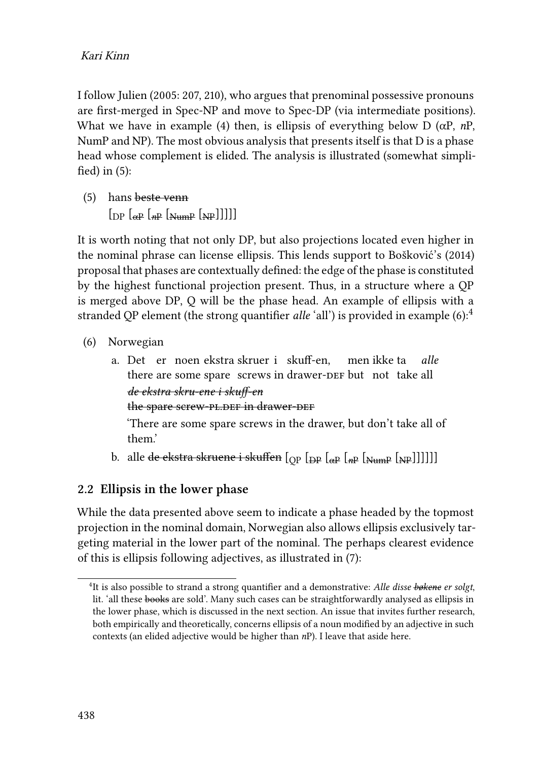I follow Julien (2005: 207, 210), who argues that prenominal possessive pronouns are first-merged in Spec-NP and move to Spec-DP (via intermediate positions). What we have in example (4) then, is ellipsis of everything below D (αP, *n*P, NumP and NP). The most obvious analysis that presents itself is that D is a phase head whose complement is elided. The analysis is illustrated (somewhat simplified) in (5):

(5) hans ~~beste venn~~
  [$_{\text{DP}}$ [$_{\text{αP}}$ [$_{n\text{P}}$ [$_{\text{NumP}}$ [$_{\text{NP}}$]]]]]

It is worth noting that not only DP, but also projections located even higher in the nominal phrase can license ellipsis. This lends support to Bošković's (2014) proposal that phases are contextually defined: the edge of the phase is constituted by the highest functional projection present. Thus, in a structure where a QP is merged above DP, Q will be the phase head. An example of ellipsis with a stranded QP element (the strong quantifier *alle* 'all') is provided in example (6):[4]

(6) Norwegian

  a. Det er noen ekstra skruer i skuff-en, men ikke ta *alle* ~~*de ekstra skru-ene i skuff-en*~~
   there are some spare screws in drawer-DEF but not take all ~~the spare screw-PL.DEF in drawer-DEF~~
   'There are some spare screws in the drawer, but don't take all of them.'

  b. alle ~~de ekstra skruene i skuffen~~ [$_{\text{QP}}$ [$_{\text{DP}}$ [$_{\text{αP}}$ [$_{n\text{P}}$ [$_{\text{NumP}}$ [$_{\text{NP}}$]]]]]]

## 2.2 Ellipsis in the lower phase

While the data presented above seem to indicate a phase headed by the topmost projection in the nominal domain, Norwegian also allows ellipsis exclusively targeting material in the lower part of the nominal. The perhaps clearest evidence of this is ellipsis following adjectives, as illustrated in (7):

[4] It is also possible to strand a strong quantifier and a demonstrative: *Alle disse ~~bøkene~~ er solgt*, lit. 'all these ~~books~~ are sold'. Many such cases can be straightforwardly analysed as ellipsis in the lower phase, which is discussed in the next section. An issue that invites further research, both empirically and theoretically, concerns ellipsis of a noun modified by an adjective in such contexts (an elided adjective would be higher than *n*P). I leave that aside here.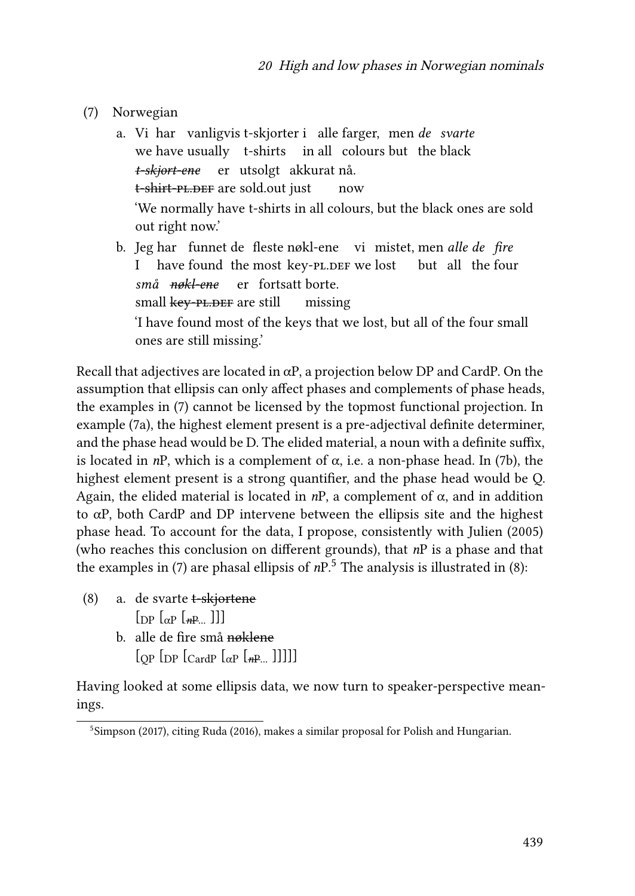(7) Norwegian

a. Vi har vanligvis t-skjorter i alle farger, men *de svarte* ~~*t-skjort-ene*~~ er utsolgt akkurat nå.
   we have usually t-shirts in all colours but the black ~~t-shirt-PL.DEF~~ are sold.out just now
   'We normally have t-shirts in all colours, but the black ones are sold out right now.'

b. Jeg har funnet de fleste nøkl-ene vi mistet, men *alle de fire små* ~~*nøkl-ene*~~ er fortsatt borte.
   I have found the most key-PL.DEF we lost but all the four small ~~key-PL.DEF~~ are still missing
   'I have found most of the keys that we lost, but all of the four small ones are still missing.'

Recall that adjectives are located in αP, a projection below DP and CardP. On the assumption that ellipsis can only affect phases and complements of phase heads, the examples in (7) cannot be licensed by the topmost functional projection. In example (7a), the highest element present is a pre-adjectival definite determiner, and the phase head would be D. The elided material, a noun with a definite suffix, is located in *n*P, which is a complement of α, i.e. a non-phase head. In (7b), the highest element present is a strong quantifier, and the phase head would be Q. Again, the elided material is located in *n*P, a complement of α, and in addition to αP, both CardP and DP intervene between the ellipsis site and the highest phase head. To account for the data, I propose, consistently with Julien (2005) (who reaches this conclusion on different grounds), that *n*P is a phase and that the examples in (7) are phasal ellipsis of *n*P.[5] The analysis is illustrated in (8):

(8)
a. de svarte ~~t-skjortene~~
   $[_{\text{DP}}\ [_{\alpha\text{P}}\ [_{\text{nP}} \ldots\ ]]]$ (with nP struck through)

b. alle de fire små ~~nøklene~~
   $[_{\text{QP}}\ [_{\text{DP}}\ [_{\text{CardP}}\ [_{\alpha\text{P}}\ [_{\text{nP}} \ldots\ ]]]]]$ (with nP struck through)

Having looked at some ellipsis data, we now turn to speaker-perspective meanings.

[5] Simpson (2017), citing Ruda (2016), makes a similar proposal for Polish and Hungarian.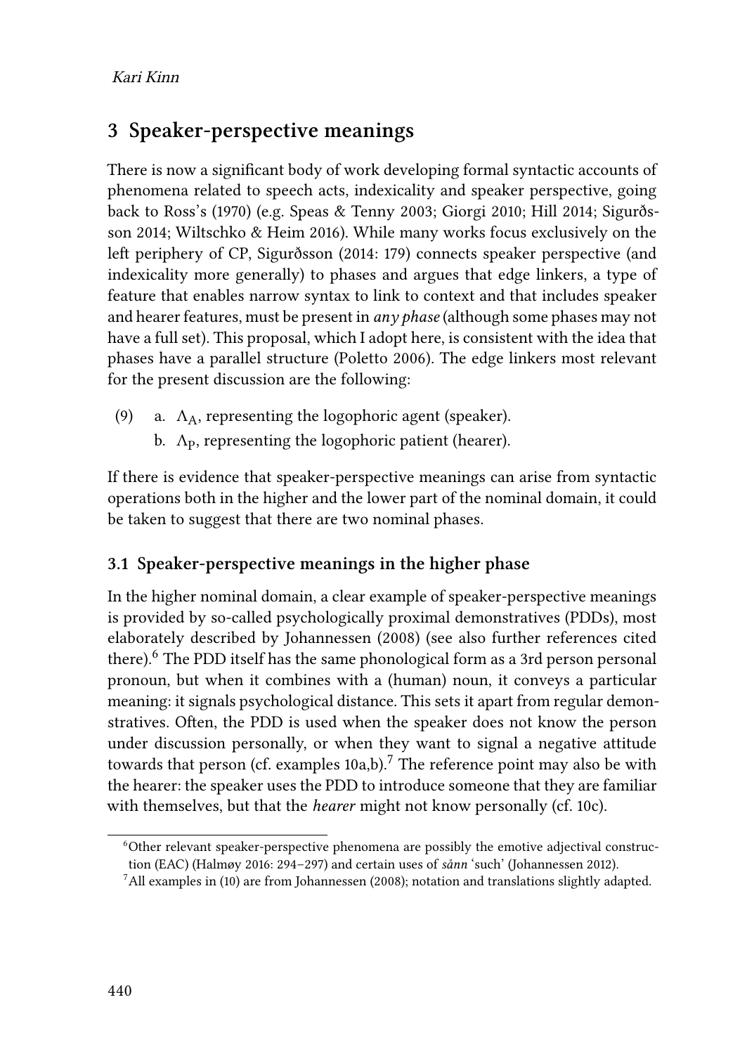## 3 Speaker-perspective meanings

There is now a significant body of work developing formal syntactic accounts of phenomena related to speech acts, indexicality and speaker perspective, going back to Ross's (1970) (e.g. Speas & Tenny 2003; Giorgi 2010; Hill 2014; Sigurðsson 2014; Wiltschko & Heim 2016). While many works focus exclusively on the left periphery of CP, Sigurðsson (2014: 179) connects speaker perspective (and indexicality more generally) to phases and argues that edge linkers, a type of feature that enables narrow syntax to link to context and that includes speaker and hearer features, must be present in *any phase* (although some phases may not have a full set). This proposal, which I adopt here, is consistent with the idea that phases have a parallel structure (Poletto 2006). The edge linkers most relevant for the present discussion are the following:

(9) a. $\Lambda_A$, representing the logophoric agent (speaker).
 b. $\Lambda_P$, representing the logophoric patient (hearer).

If there is evidence that speaker-perspective meanings can arise from syntactic operations both in the higher and the lower part of the nominal domain, it could be taken to suggest that there are two nominal phases.

### 3.1 Speaker-perspective meanings in the higher phase

In the higher nominal domain, a clear example of speaker-perspective meanings is provided by so-called psychologically proximal demonstratives (PDDs), most elaborately described by Johannessen (2008) (see also further references cited there).[6] The PDD itself has the same phonological form as a 3rd person personal pronoun, but when it combines with a (human) noun, it conveys a particular meaning: it signals psychological distance. This sets it apart from regular demonstratives. Often, the PDD is used when the speaker does not know the person under discussion personally, or when they want to signal a negative attitude towards that person (cf. examples 10a,b).[7] The reference point may also be with the hearer: the speaker uses the PDD to introduce someone that they are familiar with themselves, but that the *hearer* might not know personally (cf. 10c).

---

[6] Other relevant speaker-perspective phenomena are possibly the emotive adjectival construction (EAC) (Halmøy 2016: 294–297) and certain uses of *sånn* 'such' (Johannessen 2012).

[7] All examples in (10) are from Johannessen (2008); notation and translations slightly adapted.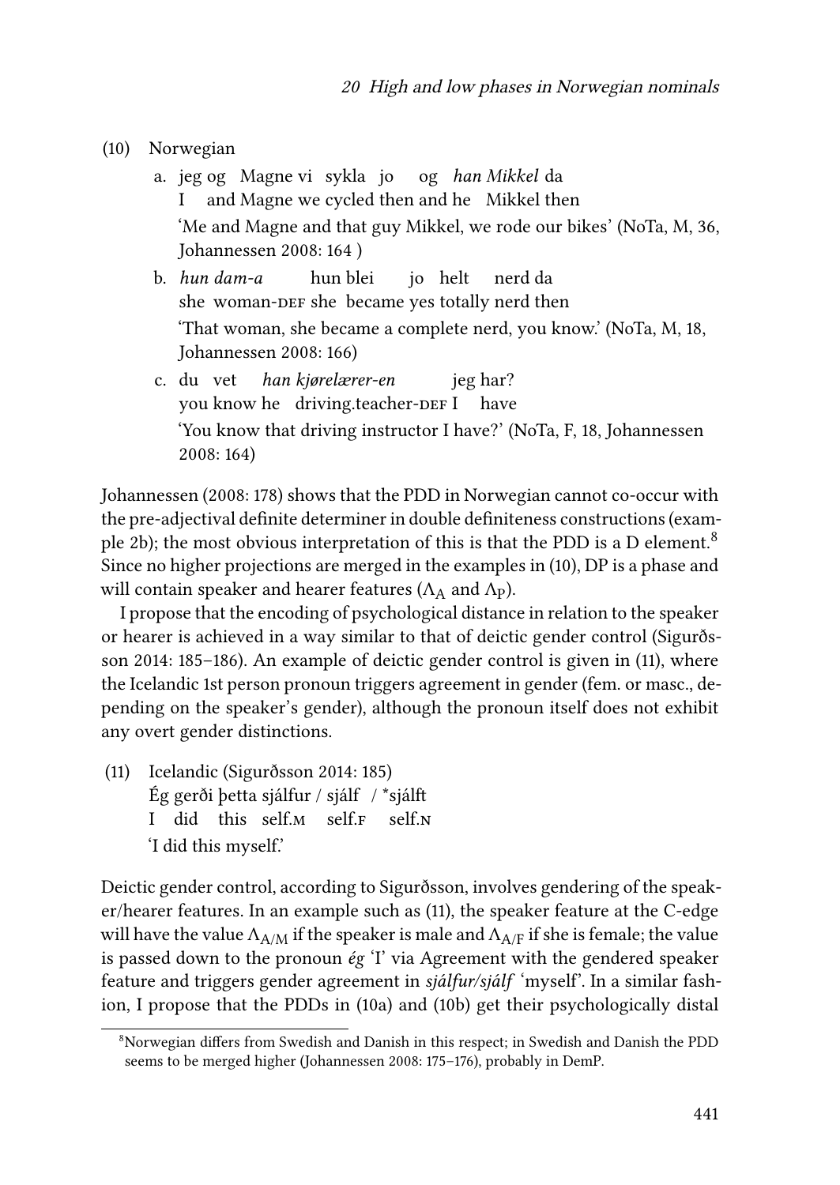(10) Norwegian

a. jeg og Magne vi sykla jo og *han Mikkel* da
   I and Magne we cycled then and he Mikkel then
   'Me and Magne and that guy Mikkel, we rode our bikes' (NoTa, M, 36, Johannessen 2008: 164 )

b. *hun dam-a* hun blei jo helt nerd da
   she woman-DEF she became yes totally nerd then
   'That woman, she became a complete nerd, you know.' (NoTa, M, 18, Johannessen 2008: 166)

c. du vet *han kjørelærer-en* jeg har?
   you know he driving.teacher-DEF I have
   'You know that driving instructor I have?' (NoTa, F, 18, Johannessen 2008: 164)

Johannessen (2008: 178) shows that the PDD in Norwegian cannot co-occur with the pre-adjectival definite determiner in double definiteness constructions (example 2b); the most obvious interpretation of this is that the PDD is a D element.[8] Since no higher projections are merged in the examples in (10), DP is a phase and will contain speaker and hearer features ($\Lambda_A$ and $\Lambda_P$).

I propose that the encoding of psychological distance in relation to the speaker or hearer is achieved in a way similar to that of deictic gender control (Sigurðsson 2014: 185–186). An example of deictic gender control is given in (11), where the Icelandic 1st person pronoun triggers agreement in gender (fem. or masc., depending on the speaker's gender), although the pronoun itself does not exhibit any overt gender distinctions.

(11) Icelandic (Sigurðsson 2014: 185)
   Ég gerði þetta sjálfur / sjálf / *sjálft
   I did this self.M self.F self.N
   'I did this myself.'

Deictic gender control, according to Sigurðsson, involves gendering of the speaker/hearer features. In an example such as (11), the speaker feature at the C-edge will have the value $\Lambda_{A/M}$ if the speaker is male and $\Lambda_{A/F}$ if she is female; the value is passed down to the pronoun *ég* 'I' via Agreement with the gendered speaker feature and triggers gender agreement in *sjálfur/sjálf* 'myself'. In a similar fashion, I propose that the PDDs in (10a) and (10b) get their psychologically distal

[8] Norwegian differs from Swedish and Danish in this respect; in Swedish and Danish the PDD seems to be merged higher (Johannessen 2008: 175–176), probably in DemP.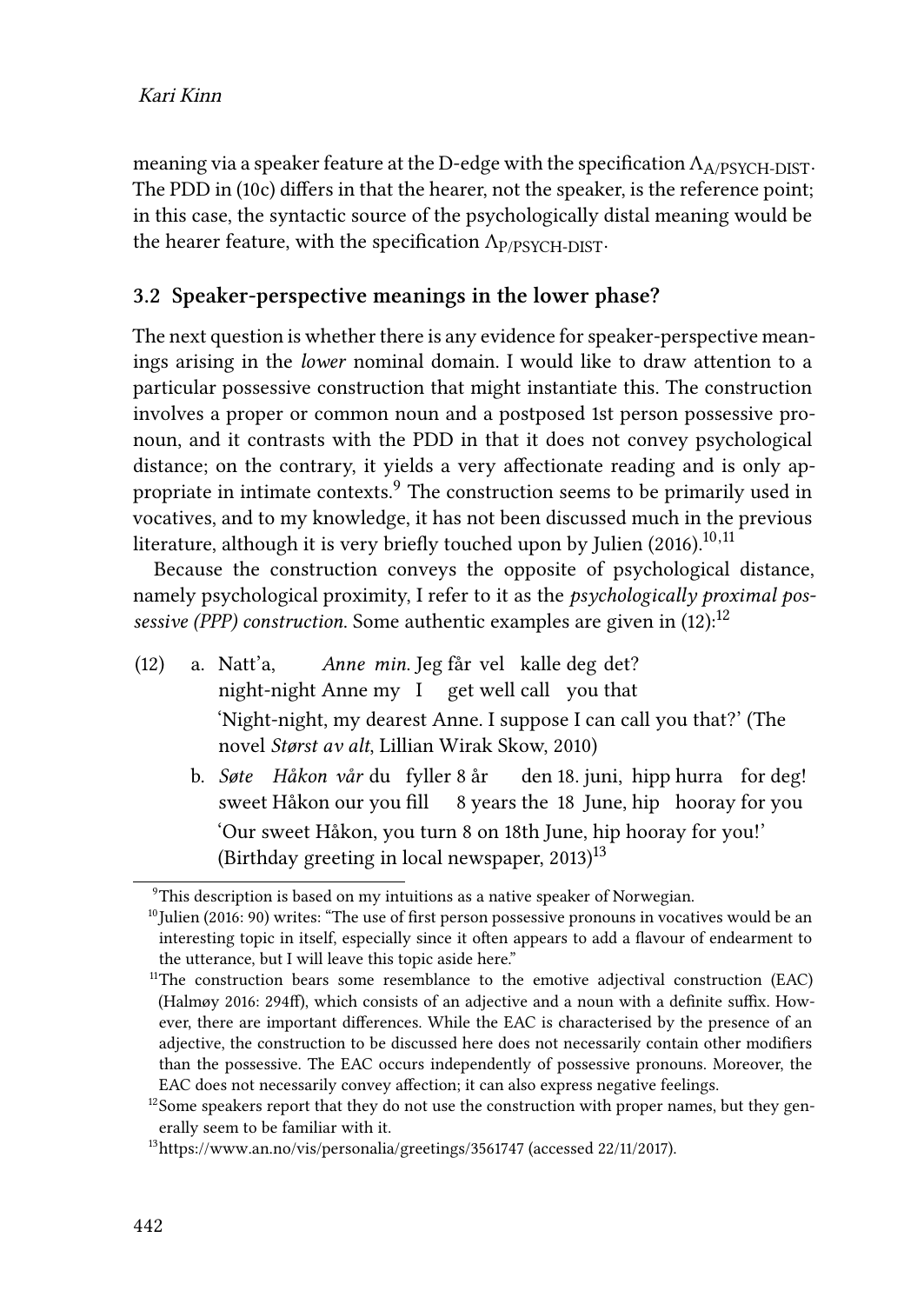meaning via a speaker feature at the D-edge with the specification $\Lambda_{\text{A/PSYCH-DIST}}$. The PDD in (10c) differs in that the hearer, not the speaker, is the reference point; in this case, the syntactic source of the psychologically distal meaning would be the hearer feature, with the specification $\Lambda_{\text{P/PSYCH-DIST}}$.

### 3.2 Speaker-perspective meanings in the lower phase?

The next question is whether there is any evidence for speaker-perspective meanings arising in the *lower* nominal domain. I would like to draw attention to a particular possessive construction that might instantiate this. The construction involves a proper or common noun and a postposed 1st person possessive pronoun, and it contrasts with the PDD in that it does not convey psychological distance; on the contrary, it yields a very affectionate reading and is only appropriate in intimate contexts.[9] The construction seems to be primarily used in vocatives, and to my knowledge, it has not been discussed much in the previous literature, although it is very briefly touched upon by Julien (2016).[10,11]

Because the construction conveys the opposite of psychological distance, namely psychological proximity, I refer to it as the *psychologically proximal possessive (PPP) construction*. Some authentic examples are given in (12):[12]

(12)
a. Natt'a, *Anne min.* Jeg får vel kalle deg det?
   night-night Anne my I get well call you that
   'Night-night, my dearest Anne. I suppose I can call you that?' (The novel *Størst av alt*, Lillian Wirak Skow, 2010)

b. *Søte Håkon vår* du fyller 8 år den 18. juni, hipp hurra for deg!
   sweet Håkon our you fill 8 years the 18 June, hip hooray for you
   'Our sweet Håkon, you turn 8 on 18th June, hip hooray for you!' (Birthday greeting in local newspaper, 2013)[13]

---

[9] This description is based on my intuitions as a native speaker of Norwegian.

[10] Julien (2016: 90) writes: "The use of first person possessive pronouns in vocatives would be an interesting topic in itself, especially since it often appears to add a flavour of endearment to the utterance, but I will leave this topic aside here."

[11] The construction bears some resemblance to the emotive adjectival construction (EAC) (Halmøy 2016: 294ff), which consists of an adjective and a noun with a definite suffix. However, there are important differences. While the EAC is characterised by the presence of an adjective, the construction to be discussed here does not necessarily contain other modifiers than the possessive. The EAC occurs independently of possessive pronouns. Moreover, the EAC does not necessarily convey affection; it can also express negative feelings.

[12] Some speakers report that they do not use the construction with proper names, but they generally seem to be familiar with it.

[13] https://www.an.no/vis/personalia/greetings/3561747 (accessed 22/11/2017).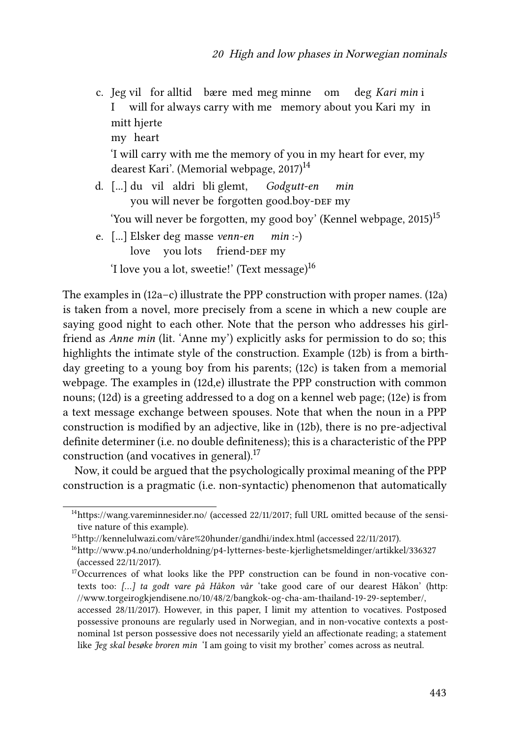c. Jeg vil for alltid bære med meg minne om deg *Kari min* i mitt hjerte
   I will for always carry with me memory about you Kari my in my heart
   'I will carry with me the memory of you in my heart for ever, my dearest Kari'. (Memorial webpage, 2017)[14]

d. [...] du vil aldri bli glemt, *Godgutt-en min*
   you will never be forgotten good.boy-DEF my
   'You will never be forgotten, my good boy' (Kennel webpage, 2015)[15]

e. [...] Elsker deg masse *venn-en min* :-)
   love you lots friend-DEF my
   'I love you a lot, sweetie!' (Text message)[16]

The examples in (12a–c) illustrate the PPP construction with proper names. (12a) is taken from a novel, more precisely from a scene in which a new couple are saying good night to each other. Note that the person who addresses his girlfriend as *Anne min* (lit. 'Anne my') explicitly asks for permission to do so; this highlights the intimate style of the construction. Example (12b) is from a birthday greeting to a young boy from his parents; (12c) is taken from a memorial webpage. The examples in (12d,e) illustrate the PPP construction with common nouns; (12d) is a greeting addressed to a dog on a kennel web page; (12e) is from a text message exchange between spouses. Note that when the noun in a PPP construction is modified by an adjective, like in (12b), there is no pre-adjectival definite determiner (i.e. no double definiteness); this is a characteristic of the PPP construction (and vocatives in general).[17]

Now, it could be argued that the psychologically proximal meaning of the PPP construction is a pragmatic (i.e. non-syntactic) phenomenon that automatically

---

[14] https://wang.vareminnesider.no/ (accessed 22/11/2017; full URL omitted because of the sensitive nature of this example).

[15] http://kennelulwazi.com/våre%20hunder/gandhi/index.html (accessed 22/11/2017).

[16] http://www.p4.no/underholdning/p4-lytternes-beste-kjerlighetsmeldinger/artikkel/336327 (accessed 22/11/2017).

[17] Occurrences of what looks like the PPP construction can be found in non-vocative contexts too: *[...] ta godt vare på Håkon vår* 'take good care of our dearest Håkon' (http://www.torgeirogkjendisene.no/10/48/2/bangkok-og-cha-am-thailand-19-29-september/, accessed 28/11/2017). However, in this paper, I limit my attention to vocatives. Postposed possessive pronouns are regularly used in Norwegian, and in non-vocative contexts a postnominal 1st person possessive does not necessarily yield an affectionate reading; a statement like *Jeg skal besøke broren min* 'I am going to visit my brother' comes across as neutral.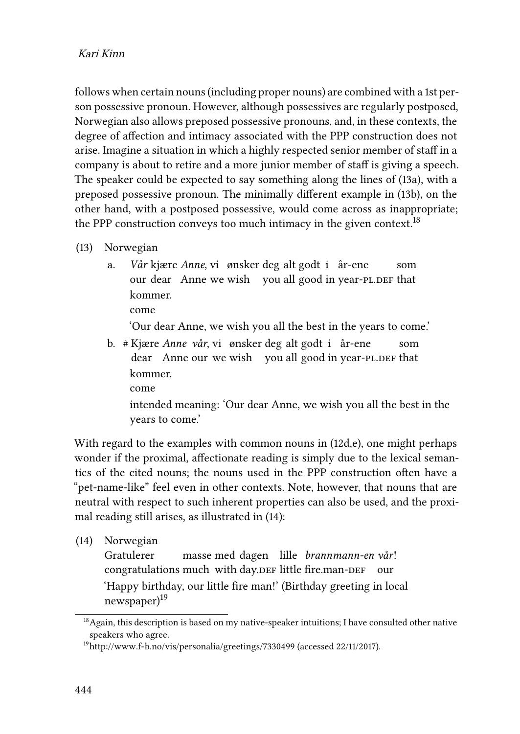follows when certain nouns (including proper nouns) are combined with a 1st person possessive pronoun. However, although possessives are regularly postposed, Norwegian also allows preposed possessive pronouns, and, in these contexts, the degree of affection and intimacy associated with the PPP construction does not arise. Imagine a situation in which a highly respected senior member of staff in a company is about to retire and a more junior member of staff is giving a speech. The speaker could be expected to say something along the lines of (13a), with a preposed possessive pronoun. The minimally different example in (13b), on the other hand, with a postposed possessive, would come across as inappropriate; the PPP construction conveys too much intimacy in the given context.[18]

(13) Norwegian

a. *Vår* kjære *Anne*, vi ønsker deg alt godt i år-ene som kommer.
   our dear Anne we wish you all good in year-PL.DEF that come
   'Our dear Anne, we wish you all the best in the years to come.'

b. # Kjære *Anne vår*, vi ønsker deg alt godt i år-ene som kommer.
   dear Anne our we wish you all good in year-PL.DEF that come
   intended meaning: 'Our dear Anne, we wish you all the best in the years to come.'

With regard to the examples with common nouns in (12d,e), one might perhaps wonder if the proximal, affectionate reading is simply due to the lexical semantics of the cited nouns; the nouns used in the PPP construction often have a "pet-name-like" feel even in other contexts. Note, however, that nouns that are neutral with respect to such inherent properties can also be used, and the proximal reading still arises, as illustrated in (14):

(14) Norwegian
   Gratulerer masse med dagen lille *brannmann-en vår*!
   congratulations much with day.DEF little fire.man-DEF our
   'Happy birthday, our little fire man!' (Birthday greeting in local newspaper)[19]

---

[18] Again, this description is based on my native-speaker intuitions; I have consulted other native speakers who agree.

[19] http://www.f-b.no/vis/personalia/greetings/7330499 (accessed 22/11/2017).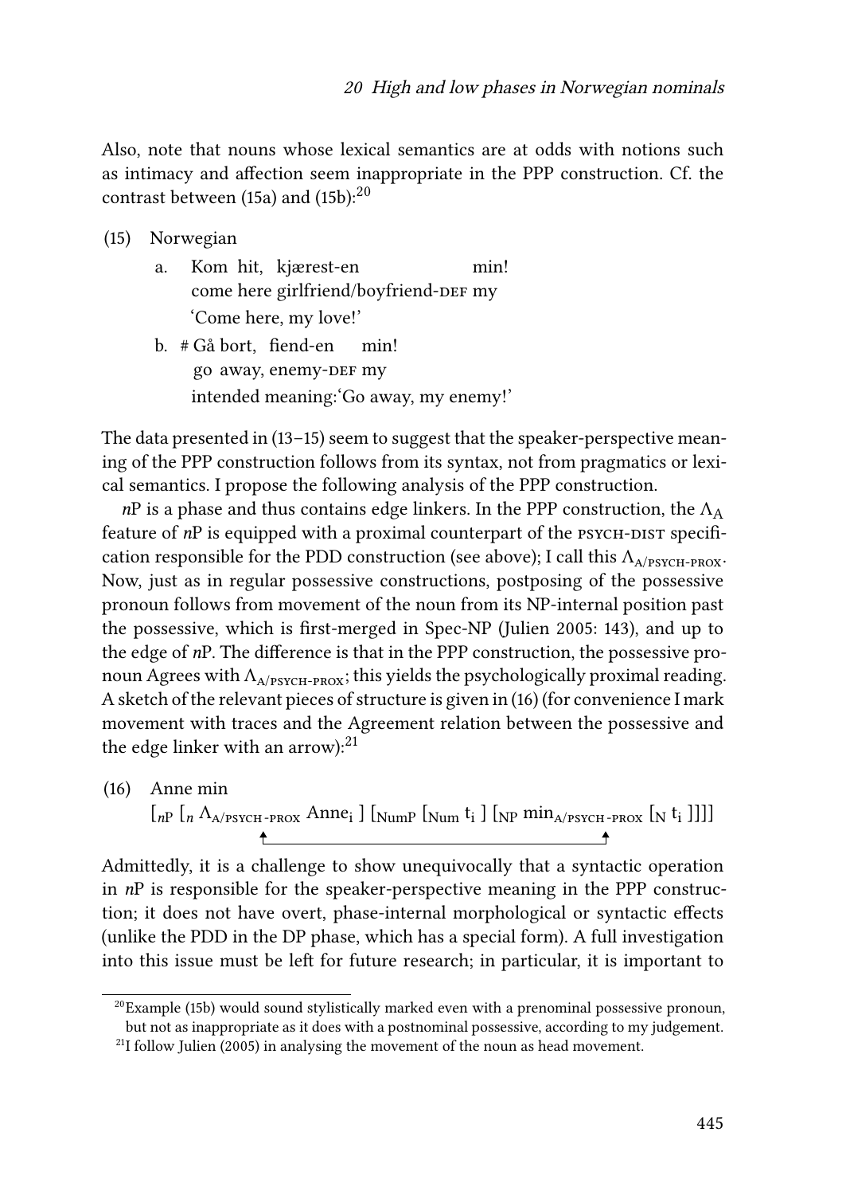Also, note that nouns whose lexical semantics are at odds with notions such as intimacy and affection seem inappropriate in the PPP construction. Cf. the contrast between (15a) and (15b):[20]

(15) Norwegian

a. Kom hit, kjærest-en min!
   come here girlfriend/boyfriend-DEF my
   'Come here, my love!'

b. # Gå bort, fiend-en min!
   go away, enemy-DEF my
   intended meaning:'Go away, my enemy!'

The data presented in (13–15) seem to suggest that the speaker-perspective meaning of the PPP construction follows from its syntax, not from pragmatics or lexical semantics. I propose the following analysis of the PPP construction.

*n*P is a phase and thus contains edge linkers. In the PPP construction, the $\Lambda_A$ feature of *n*P is equipped with a proximal counterpart of the PSYCH-DIST specification responsible for the PDD construction (see above); I call this $\Lambda_{A/\text{PSYCH-PROX}}$. Now, just as in regular possessive constructions, postposing of the possessive pronoun follows from movement of the noun from its NP-internal position past the possessive, which is first-merged in Spec-NP (Julien 2005: 143), and up to the edge of *n*P. The difference is that in the PPP construction, the possessive pronoun Agrees with $\Lambda_{A/\text{PSYCH-PROX}}$; this yields the psychologically proximal reading. A sketch of the relevant pieces of structure is given in (16) (for convenience I mark movement with traces and the Agreement relation between the possessive and the edge linker with an arrow):[21]

(16) Anne min

$[_{nP}\ [_{n}\ \Lambda_{A/\text{PSYCH-PROX}}\ \text{Anne}_i\ ]\ [_{\text{NumP}}\ [_{\text{Num}}\ t_i\ ]\ [_{\text{NP}}\ \text{min}_{A/\text{PSYCH-PROX}}\ [_{\text{N}}\ t_i\ ]]]]$

(arrow linking $\Lambda_{A/\text{PSYCH-PROX}}$ and $\text{min}_{A/\text{PSYCH-PROX}}$)

Admittedly, it is a challenge to show unequivocally that a syntactic operation in *n*P is responsible for the speaker-perspective meaning in the PPP construction; it does not have overt, phase-internal morphological or syntactic effects (unlike the PDD in the DP phase, which has a special form). A full investigation into this issue must be left for future research; in particular, it is important to

[20] Example (15b) would sound stylistically marked even with a prenominal possessive pronoun, but not as inappropriate as it does with a postnominal possessive, according to my judgement.

[21] I follow Julien (2005) in analysing the movement of the noun as head movement.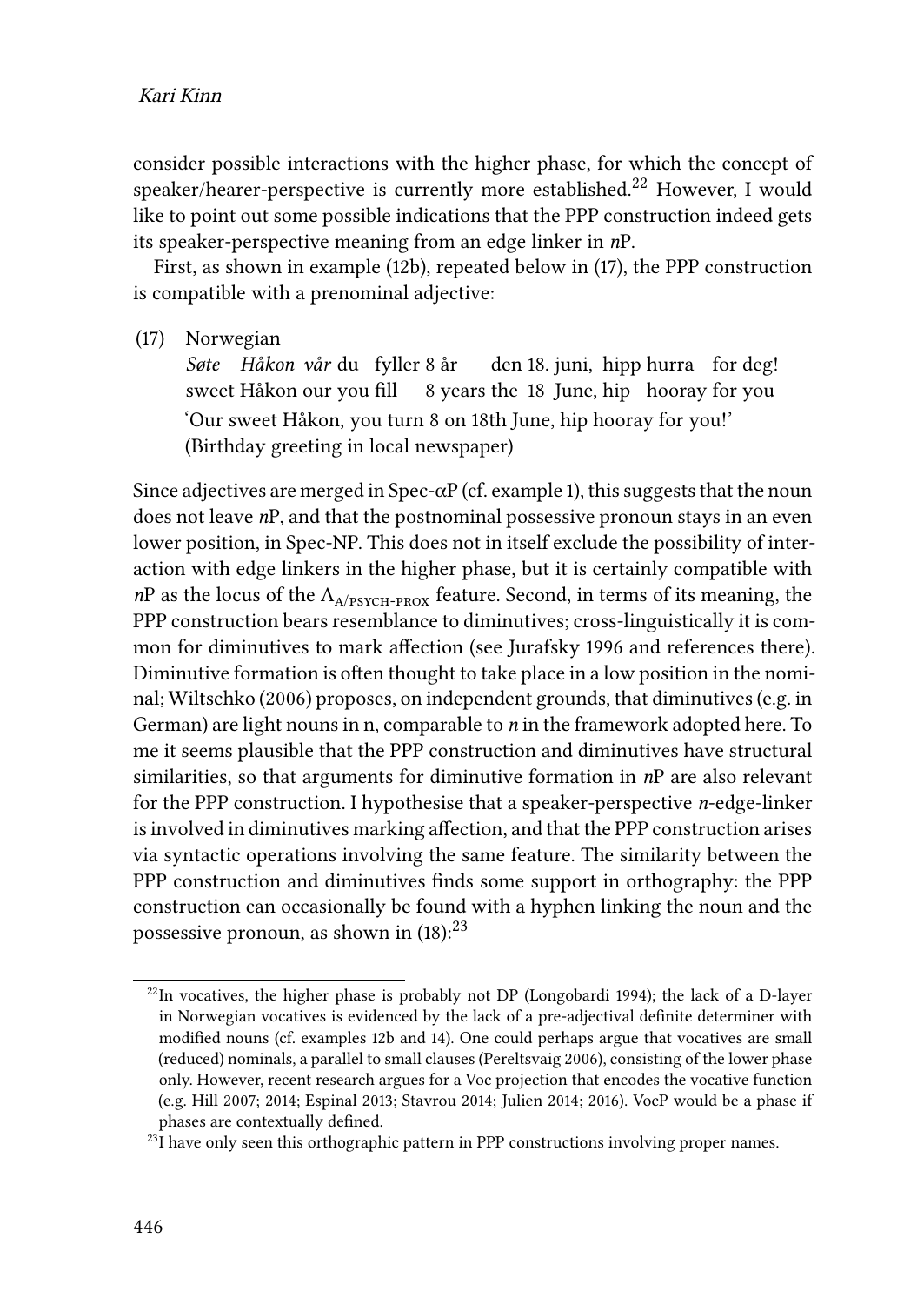consider possible interactions with the higher phase, for which the concept of speaker/hearer-perspective is currently more established.[22] However, I would like to point out some possible indications that the PPP construction indeed gets its speaker-perspective meaning from an edge linker in *n*P.

First, as shown in example (12b), repeated below in (17), the PPP construction is compatible with a prenominal adjective:

(17) Norwegian
*Søte Håkon vår* du fyller 8 år den 18. juni, hipp hurra for deg!
sweet Håkon our you fill 8 years the 18 June, hip hooray for you
'Our sweet Håkon, you turn 8 on 18th June, hip hooray for you!'
(Birthday greeting in local newspaper)

Since adjectives are merged in Spec-αP (cf. example 1), this suggests that the noun does not leave *n*P, and that the postnominal possessive pronoun stays in an even lower position, in Spec-NP. This does not in itself exclude the possibility of interaction with edge linkers in the higher phase, but it is certainly compatible with *n*P as the locus of the $\Lambda_{\text{A/PSYCH-PROX}}$ feature. Second, in terms of its meaning, the PPP construction bears resemblance to diminutives; cross-linguistically it is common for diminutives to mark affection (see Jurafsky 1996 and references there). Diminutive formation is often thought to take place in a low position in the nominal; Wiltschko (2006) proposes, on independent grounds, that diminutives (e.g. in German) are light nouns in n, comparable to *n* in the framework adopted here. To me it seems plausible that the PPP construction and diminutives have structural similarities, so that arguments for diminutive formation in *n*P are also relevant for the PPP construction. I hypothesise that a speaker-perspective *n*-edge-linker is involved in diminutives marking affection, and that the PPP construction arises via syntactic operations involving the same feature. The similarity between the PPP construction and diminutives finds some support in orthography: the PPP construction can occasionally be found with a hyphen linking the noun and the possessive pronoun, as shown in (18):[23]

[22] In vocatives, the higher phase is probably not DP (Longobardi 1994); the lack of a D-layer in Norwegian vocatives is evidenced by the lack of a pre-adjectival definite determiner with modified nouns (cf. examples 12b and 14). One could perhaps argue that vocatives are small (reduced) nominals, a parallel to small clauses (Pereltsvaig 2006), consisting of the lower phase only. However, recent research argues for a Voc projection that encodes the vocative function (e.g. Hill 2007; 2014; Espinal 2013; Stavrou 2014; Julien 2014; 2016). VocP would be a phase if phases are contextually defined.

[23] I have only seen this orthographic pattern in PPP constructions involving proper names.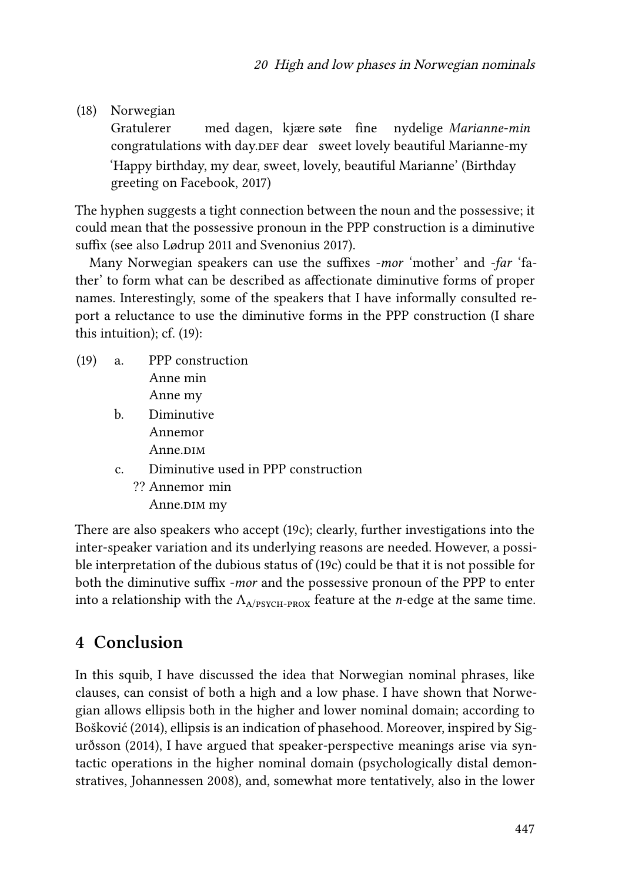(18) Norwegian
Gratulerer med dagen, kjære søte fine nydelige *Marianne-min*
congratulations with day.DEF dear sweet lovely beautiful Marianne-my
'Happy birthday, my dear, sweet, lovely, beautiful Marianne' (Birthday greeting on Facebook, 2017)

The hyphen suggests a tight connection between the noun and the possessive; it could mean that the possessive pronoun in the PPP construction is a diminutive suffix (see also Lødrup 2011 and Svenonius 2017).

Many Norwegian speakers can use the suffixes *-mor* 'mother' and *-far* 'father' to form what can be described as affectionate diminutive forms of proper names. Interestingly, some of the speakers that I have informally consulted report a reluctance to use the diminutive forms in the PPP construction (I share this intuition); cf. (19):

(19) a. PPP construction
Anne min
Anne my

b. Diminutive
Annemor
Anne.DIM

c. Diminutive used in PPP construction
?? Annemor min
Anne.DIM my

There are also speakers who accept (19c); clearly, further investigations into the inter-speaker variation and its underlying reasons are needed. However, a possible interpretation of the dubious status of (19c) could be that it is not possible for both the diminutive suffix *-mor* and the possessive pronoun of the PPP to enter into a relationship with the $\Lambda_{\text{A/PSYCH-PROX}}$ feature at the *n*-edge at the same time.

## 4 Conclusion

In this squib, I have discussed the idea that Norwegian nominal phrases, like clauses, can consist of both a high and a low phase. I have shown that Norwegian allows ellipsis both in the higher and lower nominal domain; according to Bošković (2014), ellipsis is an indication of phasehood. Moreover, inspired by Sigurðsson (2014), I have argued that speaker-perspective meanings arise via syntactic operations in the higher nominal domain (psychologically distal demonstratives, Johannessen 2008), and, somewhat more tentatively, also in the lower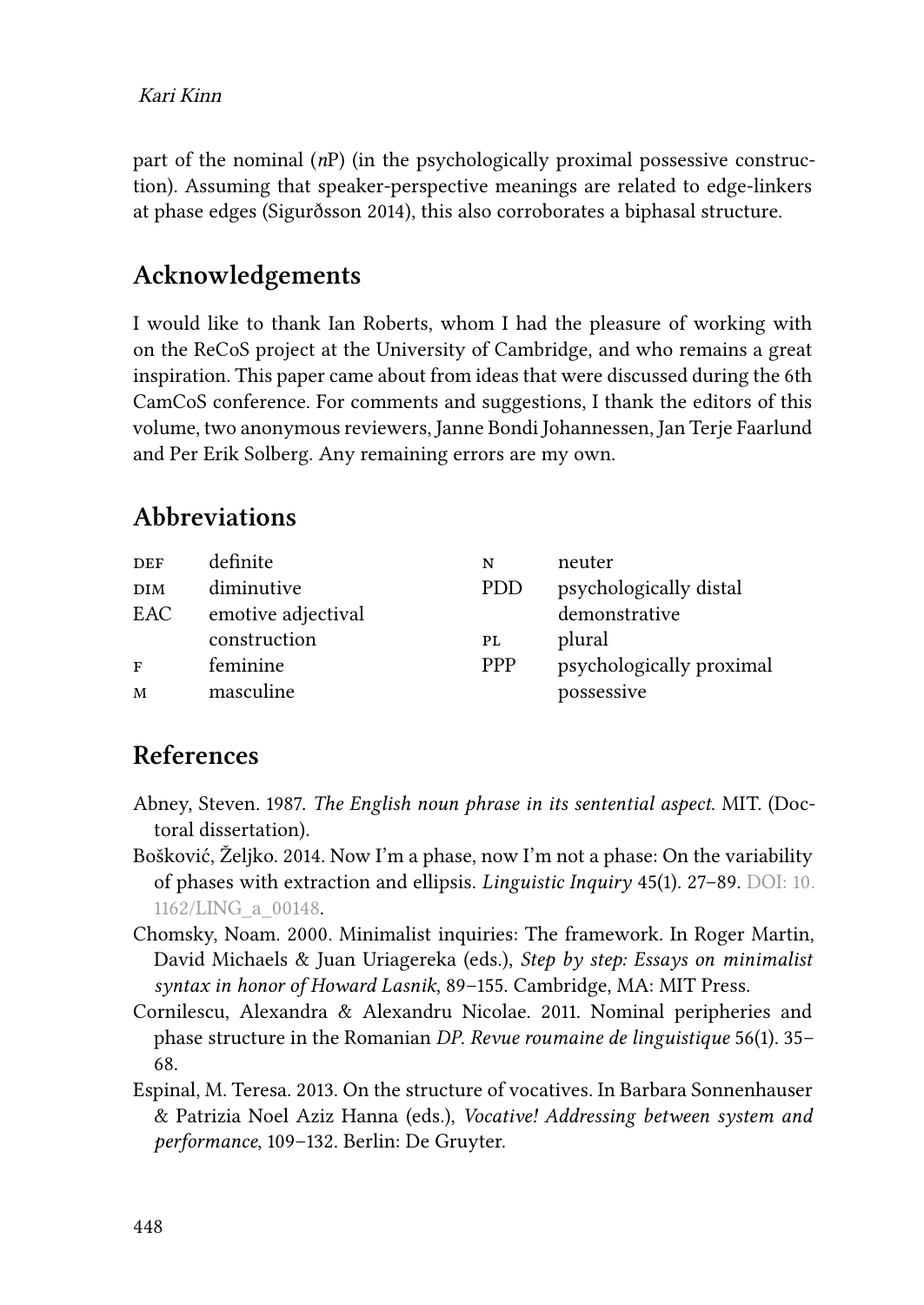part of the nominal (*n*P) (in the psychologically proximal possessive construction). Assuming that speaker-perspective meanings are related to edge-linkers at phase edges (Sigurðsson 2014), this also corroborates a biphasal structure.

## Acknowledgements

I would like to thank Ian Roberts, whom I had the pleasure of working with on the ReCoS project at the University of Cambridge, and who remains a great inspiration. This paper came about from ideas that were discussed during the 6th CamCoS conference. For comments and suggestions, I thank the editors of this volume, two anonymous reviewers, Janne Bondi Johannessen, Jan Terje Faarlund and Per Erik Solberg. Any remaining errors are my own.

## Abbreviations

| | | | |
|---|---|---|---|
| DEF | definite | N | neuter |
| DIM | diminutive | PDD | psychologically distal demonstrative |
| EAC | emotive adjectival construction | PL | plural |
| F | feminine | PPP | psychologically proximal possessive |
| M | masculine | | |

## References

Abney, Steven. 1987. *The English noun phrase in its sentential aspect*. MIT. (Doctoral dissertation).

Bošković, Željko. 2014. Now I'm a phase, now I'm not a phase: On the variability of phases with extraction and ellipsis. *Linguistic Inquiry* 45(1). 27–89. DOI: 10.1162/LING_a_00148.

Chomsky, Noam. 2000. Minimalist inquiries: The framework. In Roger Martin, David Michaels & Juan Uriagereka (eds.), *Step by step: Essays on minimalist syntax in honor of Howard Lasnik*, 89–155. Cambridge, MA: MIT Press.

Cornilescu, Alexandra & Alexandru Nicolae. 2011. Nominal peripheries and phase structure in the Romanian *DP. Revue roumaine de linguistique* 56(1). 35–68.

Espinal, M. Teresa. 2013. On the structure of vocatives. In Barbara Sonnenhauser & Patrizia Noel Aziz Hanna (eds.), *Vocative! Addressing between system and performance*, 109–132. Berlin: De Gruyter.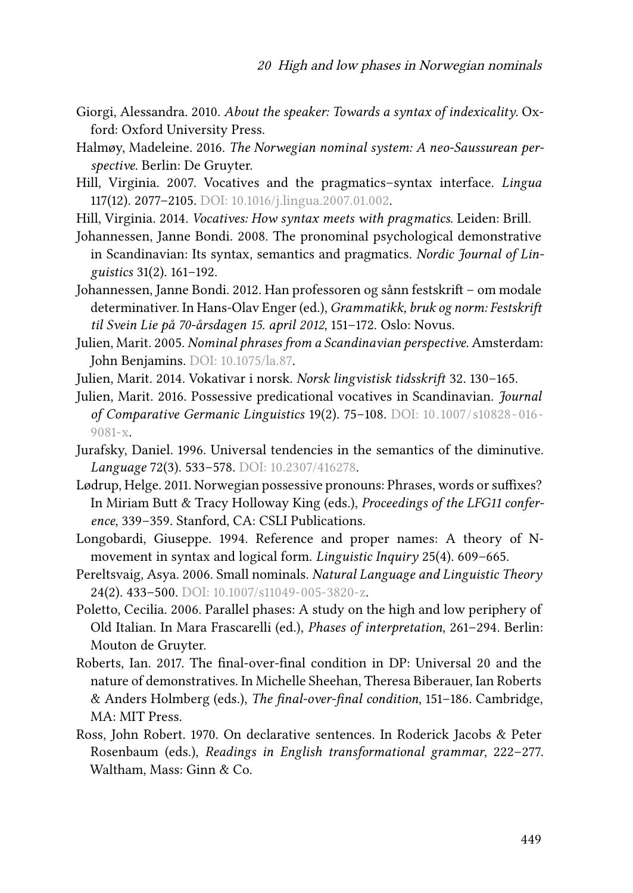Giorgi, Alessandra. 2010. *About the speaker: Towards a syntax of indexicality*. Oxford: Oxford University Press.

Halmøy, Madeleine. 2016. *The Norwegian nominal system: A neo-Saussurean perspective*. Berlin: De Gruyter.

Hill, Virginia. 2007. Vocatives and the pragmatics–syntax interface. *Lingua* 117(12). 2077–2105. DOI: 10.1016/j.lingua.2007.01.002.

Hill, Virginia. 2014. *Vocatives: How syntax meets with pragmatics*. Leiden: Brill.

Johannessen, Janne Bondi. 2008. The pronominal psychological demonstrative in Scandinavian: Its syntax, semantics and pragmatics. *Nordic Journal of Linguistics* 31(2). 161–192.

Johannessen, Janne Bondi. 2012. Han professoren og sånn festskrift – om modale determinativer. In Hans-Olav Enger (ed.), *Grammatikk, bruk og norm: Festskrift til Svein Lie på 70-årsdagen 15. april 2012*, 151–172. Oslo: Novus.

Julien, Marit. 2005. *Nominal phrases from a Scandinavian perspective*. Amsterdam: John Benjamins. DOI: 10.1075/la.87.

Julien, Marit. 2014. Vokativar i norsk. *Norsk lingvistisk tidsskrift* 32. 130–165.

Julien, Marit. 2016. Possessive predicational vocatives in Scandinavian. *Journal of Comparative Germanic Linguistics* 19(2). 75–108. DOI: 10.1007/s10828-016-9081-x.

Jurafsky, Daniel. 1996. Universal tendencies in the semantics of the diminutive. *Language* 72(3). 533–578. DOI: 10.2307/416278.

Lødrup, Helge. 2011. Norwegian possessive pronouns: Phrases, words or suffixes? In Miriam Butt & Tracy Holloway King (eds.), *Proceedings of the LFG11 conference*, 339–359. Stanford, CA: CSLI Publications.

Longobardi, Giuseppe. 1994. Reference and proper names: A theory of N-movement in syntax and logical form. *Linguistic Inquiry* 25(4). 609–665.

Pereltsvaig, Asya. 2006. Small nominals. *Natural Language and Linguistic Theory* 24(2). 433–500. DOI: 10.1007/s11049-005-3820-z.

Poletto, Cecilia. 2006. Parallel phases: A study on the high and low periphery of Old Italian. In Mara Frascarelli (ed.), *Phases of interpretation*, 261–294. Berlin: Mouton de Gruyter.

Roberts, Ian. 2017. The final-over-final condition in DP: Universal 20 and the nature of demonstratives. In Michelle Sheehan, Theresa Biberauer, Ian Roberts & Anders Holmberg (eds.), *The final-over-final condition*, 151–186. Cambridge, MA: MIT Press.

Ross, John Robert. 1970. On declarative sentences. In Roderick Jacobs & Peter Rosenbaum (eds.), *Readings in English transformational grammar*, 222–277. Waltham, Mass: Ginn & Co.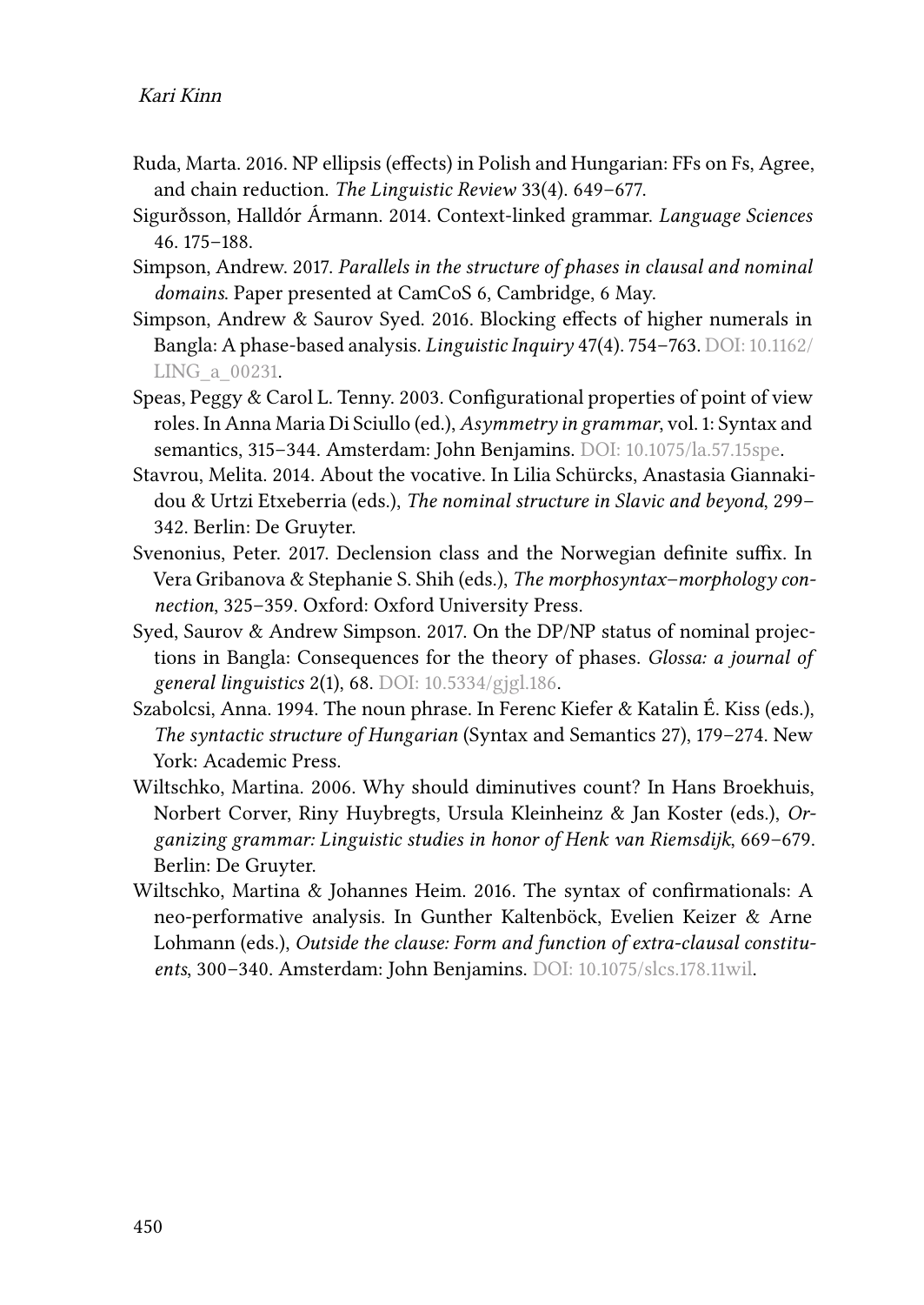Ruda, Marta. 2016. NP ellipsis (effects) in Polish and Hungarian: FFs on Fs, Agree, and chain reduction. *The Linguistic Review* 33(4). 649–677.

Sigurðsson, Halldór Ármann. 2014. Context-linked grammar. *Language Sciences* 46. 175–188.

Simpson, Andrew. 2017. *Parallels in the structure of phases in clausal and nominal domains*. Paper presented at CamCoS 6, Cambridge, 6 May.

Simpson, Andrew & Saurov Syed. 2016. Blocking effects of higher numerals in Bangla: A phase-based analysis. *Linguistic Inquiry* 47(4). 754–763. DOI: 10.1162/LING_a_00231.

Speas, Peggy & Carol L. Tenny. 2003. Configurational properties of point of view roles. In Anna Maria Di Sciullo (ed.), *Asymmetry in grammar*, vol. 1: Syntax and semantics, 315–344. Amsterdam: John Benjamins. DOI: 10.1075/la.57.15spe.

Stavrou, Melita. 2014. About the vocative. In Lilia Schürcks, Anastasia Giannakidou & Urtzi Etxeberria (eds.), *The nominal structure in Slavic and beyond*, 299–342. Berlin: De Gruyter.

Svenonius, Peter. 2017. Declension class and the Norwegian definite suffix. In Vera Gribanova & Stephanie S. Shih (eds.), *The morphosyntax–morphology connection*, 325–359. Oxford: Oxford University Press.

Syed, Saurov & Andrew Simpson. 2017. On the DP/NP status of nominal projections in Bangla: Consequences for the theory of phases. *Glossa: a journal of general linguistics* 2(1), 68. DOI: 10.5334/gjgl.186.

Szabolcsi, Anna. 1994. The noun phrase. In Ferenc Kiefer & Katalin É. Kiss (eds.), *The syntactic structure of Hungarian* (Syntax and Semantics 27), 179–274. New York: Academic Press.

Wiltschko, Martina. 2006. Why should diminutives count? In Hans Broekhuis, Norbert Corver, Riny Huybregts, Ursula Kleinheinz & Jan Koster (eds.), *Organizing grammar: Linguistic studies in honor of Henk van Riemsdijk*, 669–679. Berlin: De Gruyter.

Wiltschko, Martina & Johannes Heim. 2016. The syntax of confirmationals: A neo-performative analysis. In Gunther Kaltenböck, Evelien Keizer & Arne Lohmann (eds.), *Outside the clause: Form and function of extra-clausal constituents*, 300–340. Amsterdam: John Benjamins. DOI: 10.1075/slcs.178.11wil.